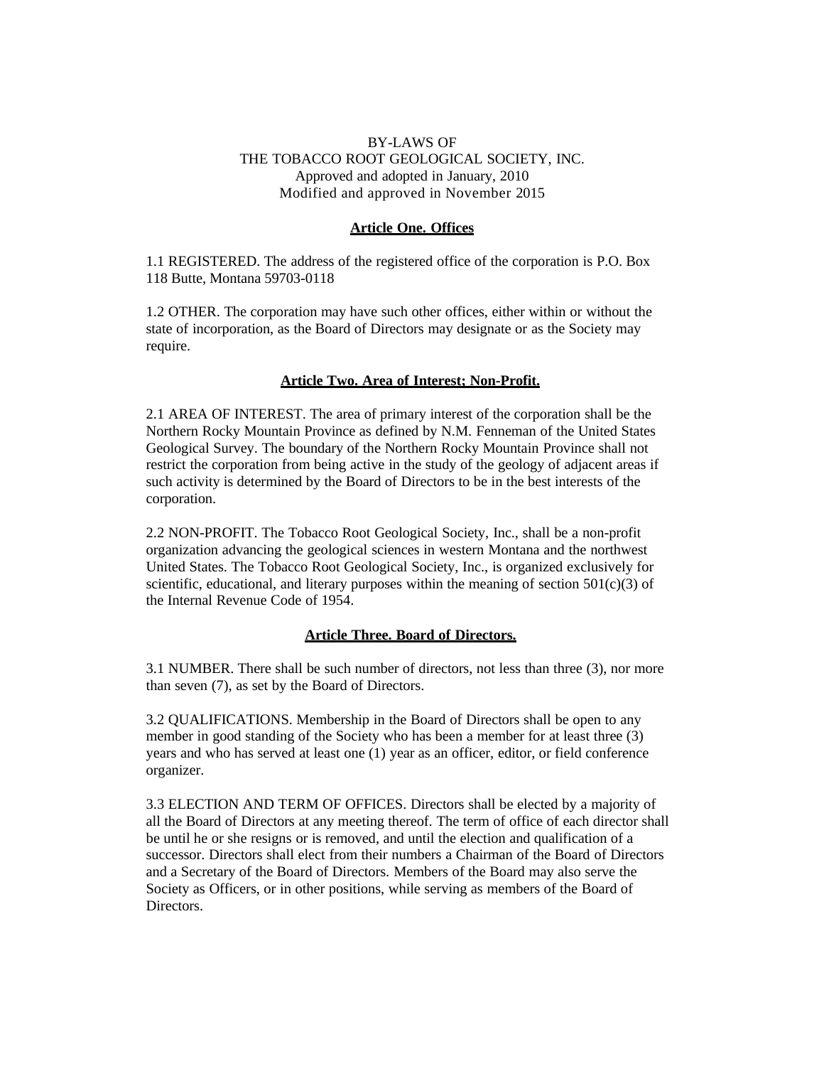# BY-LAWS OF THE TOBACCO ROOT GEOLOGICAL SOCIETY, INC.

Approved and adopted in January, 2010
Modified and approved in November 2015

## Article One. Offices

1.1 REGISTERED. The address of the registered office of the corporation is P.O. Box 118 Butte, Montana 59703-0118

1.2 OTHER. The corporation may have such other offices, either within or without the state of incorporation, as the Board of Directors may designate or as the Society may require.

## Article Two. Area of Interest; Non-Profit.

2.1 AREA OF INTEREST. The area of primary interest of the corporation shall be the Northern Rocky Mountain Province as defined by N.M. Fenneman of the United States Geological Survey. The boundary of the Northern Rocky Mountain Province shall not restrict the corporation from being active in the study of the geology of adjacent areas if such activity is determined by the Board of Directors to be in the best interests of the corporation.

2.2 NON-PROFIT. The Tobacco Root Geological Society, Inc., shall be a non-profit organization advancing the geological sciences in western Montana and the northwest United States. The Tobacco Root Geological Society, Inc., is organized exclusively for scientific, educational, and literary purposes within the meaning of section 501(c)(3) of the Internal Revenue Code of 1954.

## Article Three. Board of Directors.

3.1 NUMBER. There shall be such number of directors, not less than three (3), nor more than seven (7), as set by the Board of Directors.

3.2 QUALIFICATIONS. Membership in the Board of Directors shall be open to any member in good standing of the Society who has been a member for at least three (3) years and who has served at least one (1) year as an officer, editor, or field conference organizer.

3.3 ELECTION AND TERM OF OFFICES. Directors shall be elected by a majority of all the Board of Directors at any meeting thereof. The term of office of each director shall be until he or she resigns or is removed, and until the election and qualification of a successor. Directors shall elect from their numbers a Chairman of the Board of Directors and a Secretary of the Board of Directors. Members of the Board may also serve the Society as Officers, or in other positions, while serving as members of the Board of Directors.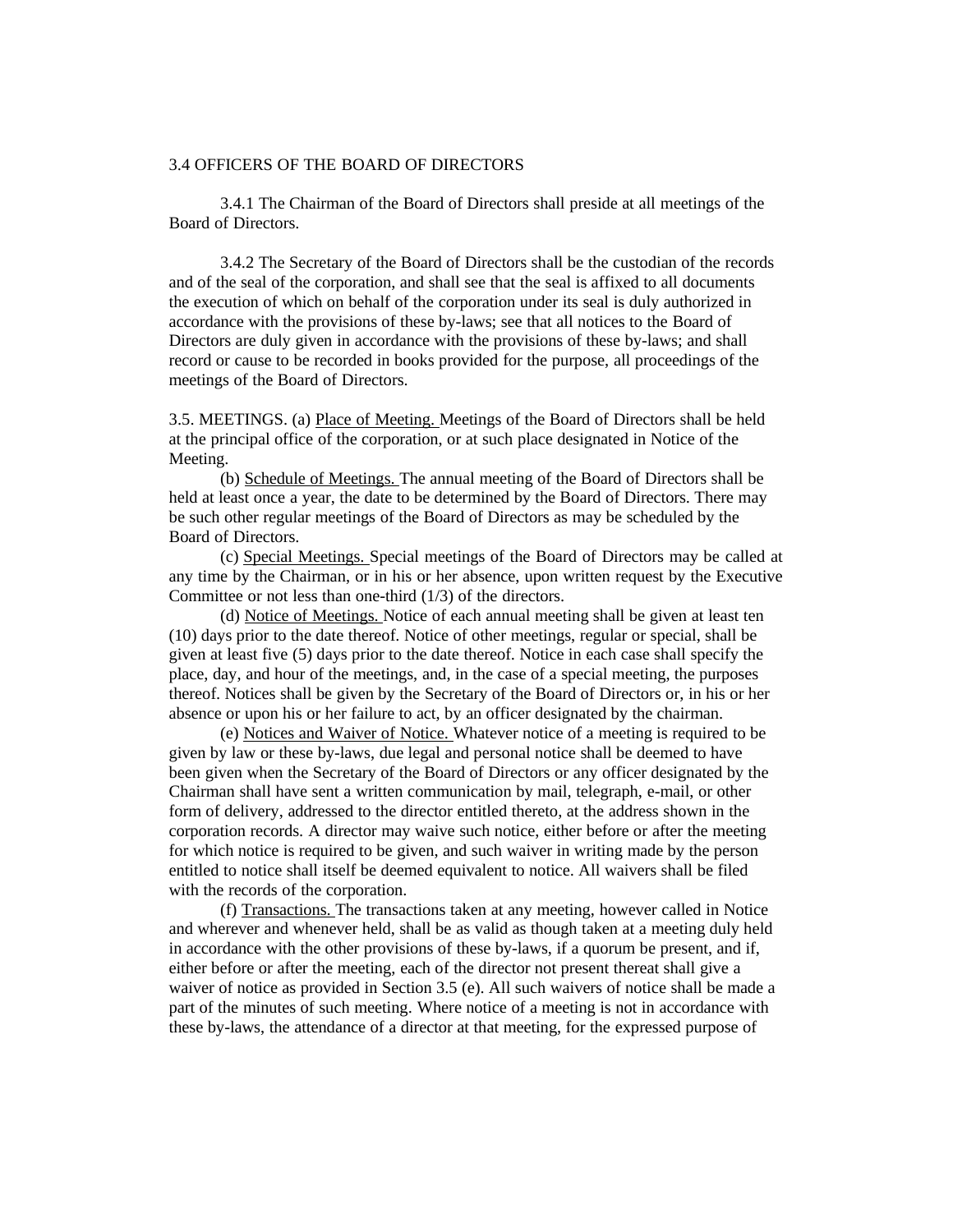3.4 OFFICERS OF THE BOARD OF DIRECTORS

3.4.1 The Chairman of the Board of Directors shall preside at all meetings of the Board of Directors.

3.4.2 The Secretary of the Board of Directors shall be the custodian of the records and of the seal of the corporation, and shall see that the seal is affixed to all documents the execution of which on behalf of the corporation under its seal is duly authorized in accordance with the provisions of these by-laws; see that all notices to the Board of Directors are duly given in accordance with the provisions of these by-laws; and shall record or cause to be recorded in books provided for the purpose, all proceedings of the meetings of the Board of Directors.

3.5. MEETINGS. (a) Place of Meeting. Meetings of the Board of Directors shall be held at the principal office of the corporation, or at such place designated in Notice of the Meeting.

(b) Schedule of Meetings. The annual meeting of the Board of Directors shall be held at least once a year, the date to be determined by the Board of Directors. There may be such other regular meetings of the Board of Directors as may be scheduled by the Board of Directors.

(c) Special Meetings. Special meetings of the Board of Directors may be called at any time by the Chairman, or in his or her absence, upon written request by the Executive Committee or not less than one-third (1/3) of the directors.

(d) Notice of Meetings. Notice of each annual meeting shall be given at least ten (10) days prior to the date thereof. Notice of other meetings, regular or special, shall be given at least five (5) days prior to the date thereof. Notice in each case shall specify the place, day, and hour of the meetings, and, in the case of a special meeting, the purposes thereof. Notices shall be given by the Secretary of the Board of Directors or, in his or her absence or upon his or her failure to act, by an officer designated by the chairman.

(e) Notices and Waiver of Notice. Whatever notice of a meeting is required to be given by law or these by-laws, due legal and personal notice shall be deemed to have been given when the Secretary of the Board of Directors or any officer designated by the Chairman shall have sent a written communication by mail, telegraph, e-mail, or other form of delivery, addressed to the director entitled thereto, at the address shown in the corporation records. A director may waive such notice, either before or after the meeting for which notice is required to be given, and such waiver in writing made by the person entitled to notice shall itself be deemed equivalent to notice. All waivers shall be filed with the records of the corporation.

(f) Transactions. The transactions taken at any meeting, however called in Notice and wherever and whenever held, shall be as valid as though taken at a meeting duly held in accordance with the other provisions of these by-laws, if a quorum be present, and if, either before or after the meeting, each of the director not present thereat shall give a waiver of notice as provided in Section 3.5 (e). All such waivers of notice shall be made a part of the minutes of such meeting. Where notice of a meeting is not in accordance with these by-laws, the attendance of a director at that meeting, for the expressed purpose of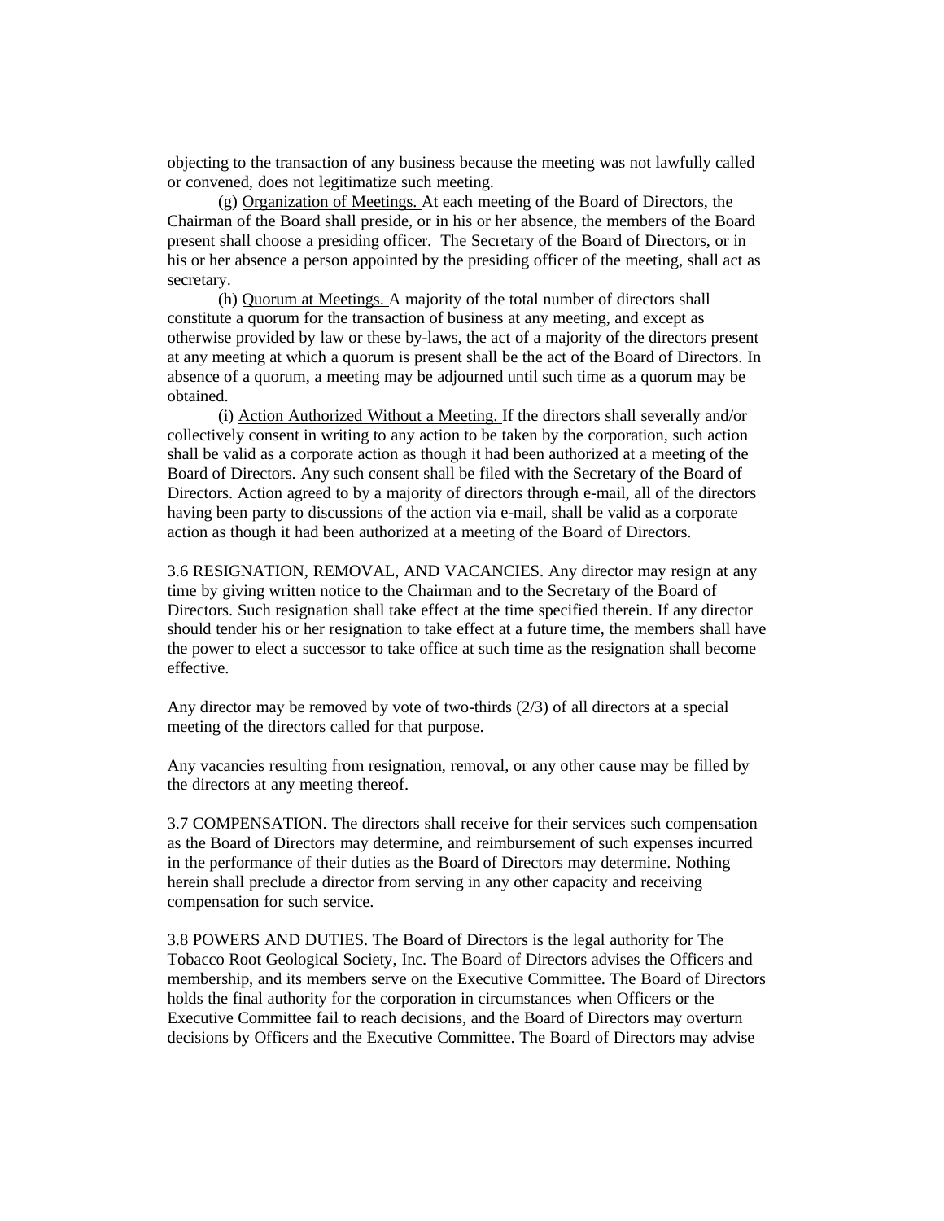objecting to the transaction of any business because the meeting was not lawfully called or convened, does not legitimatize such meeting.

(g) Organization of Meetings. At each meeting of the Board of Directors, the Chairman of the Board shall preside, or in his or her absence, the members of the Board present shall choose a presiding officer. The Secretary of the Board of Directors, or in his or her absence a person appointed by the presiding officer of the meeting, shall act as secretary.

(h) Quorum at Meetings. A majority of the total number of directors shall constitute a quorum for the transaction of business at any meeting, and except as otherwise provided by law or these by-laws, the act of a majority of the directors present at any meeting at which a quorum is present shall be the act of the Board of Directors. In absence of a quorum, a meeting may be adjourned until such time as a quorum may be obtained.

(i) Action Authorized Without a Meeting. If the directors shall severally and/or collectively consent in writing to any action to be taken by the corporation, such action shall be valid as a corporate action as though it had been authorized at a meeting of the Board of Directors. Any such consent shall be filed with the Secretary of the Board of Directors. Action agreed to by a majority of directors through e-mail, all of the directors having been party to discussions of the action via e-mail, shall be valid as a corporate action as though it had been authorized at a meeting of the Board of Directors.

3.6 RESIGNATION, REMOVAL, AND VACANCIES. Any director may resign at any time by giving written notice to the Chairman and to the Secretary of the Board of Directors. Such resignation shall take effect at the time specified therein. If any director should tender his or her resignation to take effect at a future time, the members shall have the power to elect a successor to take office at such time as the resignation shall become effective.

Any director may be removed by vote of two-thirds (2/3) of all directors at a special meeting of the directors called for that purpose.

Any vacancies resulting from resignation, removal, or any other cause may be filled by the directors at any meeting thereof.

3.7 COMPENSATION. The directors shall receive for their services such compensation as the Board of Directors may determine, and reimbursement of such expenses incurred in the performance of their duties as the Board of Directors may determine. Nothing herein shall preclude a director from serving in any other capacity and receiving compensation for such service.

3.8 POWERS AND DUTIES. The Board of Directors is the legal authority for The Tobacco Root Geological Society, Inc. The Board of Directors advises the Officers and membership, and its members serve on the Executive Committee. The Board of Directors holds the final authority for the corporation in circumstances when Officers or the Executive Committee fail to reach decisions, and the Board of Directors may overturn decisions by Officers and the Executive Committee. The Board of Directors may advise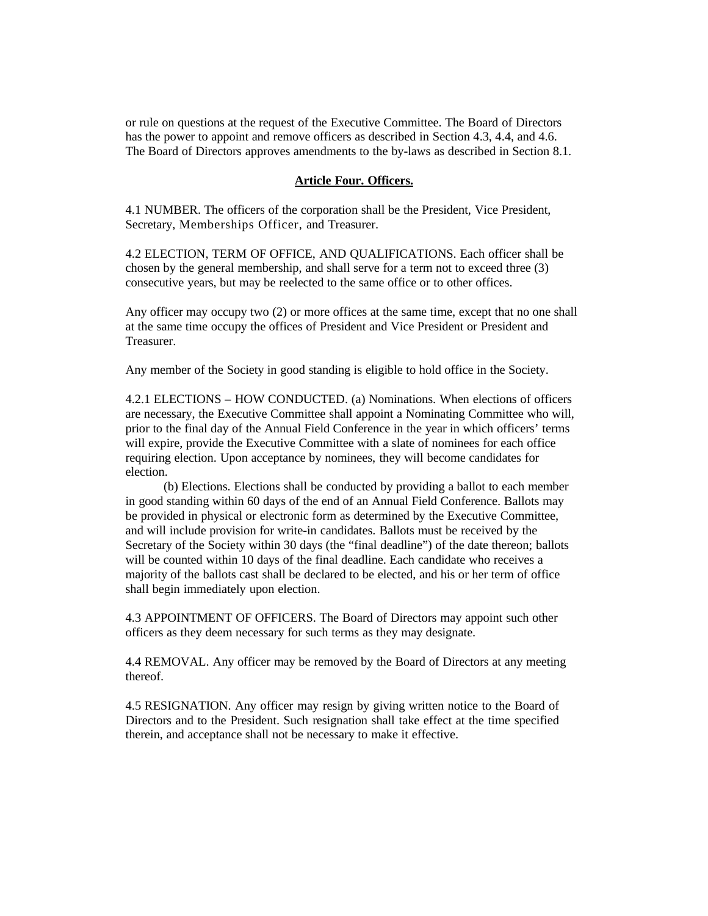or rule on questions at the request of the Executive Committee. The Board of Directors has the power to appoint and remove officers as described in Section 4.3, 4.4, and 4.6. The Board of Directors approves amendments to the by-laws as described in Section 8.1.

## **Article Four. Officers.**

4.1 NUMBER. The officers of the corporation shall be the President, Vice President, Secretary, Memberships Officer, and Treasurer.

4.2 ELECTION, TERM OF OFFICE, AND QUALIFICATIONS. Each officer shall be chosen by the general membership, and shall serve for a term not to exceed three (3) consecutive years, but may be reelected to the same office or to other offices.

Any officer may occupy two (2) or more offices at the same time, except that no one shall at the same time occupy the offices of President and Vice President or President and Treasurer.

Any member of the Society in good standing is eligible to hold office in the Society.

4.2.1 ELECTIONS – HOW CONDUCTED. (a) Nominations. When elections of officers are necessary, the Executive Committee shall appoint a Nominating Committee who will, prior to the final day of the Annual Field Conference in the year in which officers' terms will expire, provide the Executive Committee with a slate of nominees for each office requiring election. Upon acceptance by nominees, they will become candidates for election.

(b) Elections. Elections shall be conducted by providing a ballot to each member in good standing within 60 days of the end of an Annual Field Conference. Ballots may be provided in physical or electronic form as determined by the Executive Committee, and will include provision for write-in candidates. Ballots must be received by the Secretary of the Society within 30 days (the "final deadline") of the date thereon; ballots will be counted within 10 days of the final deadline. Each candidate who receives a majority of the ballots cast shall be declared to be elected, and his or her term of office shall begin immediately upon election.

4.3 APPOINTMENT OF OFFICERS. The Board of Directors may appoint such other officers as they deem necessary for such terms as they may designate.

4.4 REMOVAL. Any officer may be removed by the Board of Directors at any meeting thereof.

4.5 RESIGNATION. Any officer may resign by giving written notice to the Board of Directors and to the President. Such resignation shall take effect at the time specified therein, and acceptance shall not be necessary to make it effective.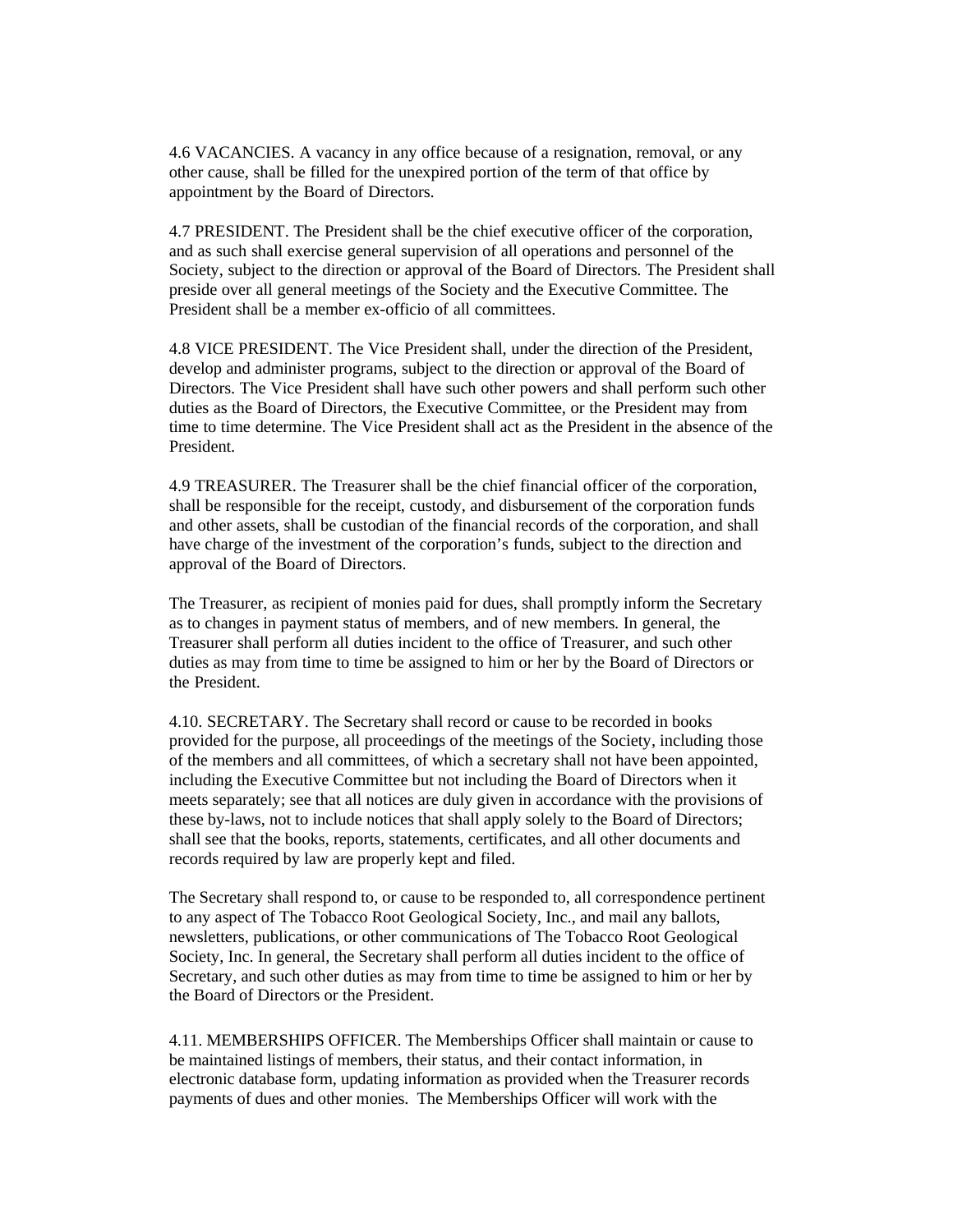4.6 VACANCIES. A vacancy in any office because of a resignation, removal, or any other cause, shall be filled for the unexpired portion of the term of that office by appointment by the Board of Directors.

4.7 PRESIDENT. The President shall be the chief executive officer of the corporation, and as such shall exercise general supervision of all operations and personnel of the Society, subject to the direction or approval of the Board of Directors. The President shall preside over all general meetings of the Society and the Executive Committee. The President shall be a member ex-officio of all committees.

4.8 VICE PRESIDENT. The Vice President shall, under the direction of the President, develop and administer programs, subject to the direction or approval of the Board of Directors. The Vice President shall have such other powers and shall perform such other duties as the Board of Directors, the Executive Committee, or the President may from time to time determine. The Vice President shall act as the President in the absence of the President.

4.9 TREASURER. The Treasurer shall be the chief financial officer of the corporation, shall be responsible for the receipt, custody, and disbursement of the corporation funds and other assets, shall be custodian of the financial records of the corporation, and shall have charge of the investment of the corporation's funds, subject to the direction and approval of the Board of Directors.

The Treasurer, as recipient of monies paid for dues, shall promptly inform the Secretary as to changes in payment status of members, and of new members. In general, the Treasurer shall perform all duties incident to the office of Treasurer, and such other duties as may from time to time be assigned to him or her by the Board of Directors or the President.

4.10. SECRETARY. The Secretary shall record or cause to be recorded in books provided for the purpose, all proceedings of the meetings of the Society, including those of the members and all committees, of which a secretary shall not have been appointed, including the Executive Committee but not including the Board of Directors when it meets separately; see that all notices are duly given in accordance with the provisions of these by-laws, not to include notices that shall apply solely to the Board of Directors; shall see that the books, reports, statements, certificates, and all other documents and records required by law are properly kept and filed.

The Secretary shall respond to, or cause to be responded to, all correspondence pertinent to any aspect of The Tobacco Root Geological Society, Inc., and mail any ballots, newsletters, publications, or other communications of The Tobacco Root Geological Society, Inc. In general, the Secretary shall perform all duties incident to the office of Secretary, and such other duties as may from time to time be assigned to him or her by the Board of Directors or the President.

4.11. MEMBERSHIPS OFFICER. The Memberships Officer shall maintain or cause to be maintained listings of members, their status, and their contact information, in electronic database form, updating information as provided when the Treasurer records payments of dues and other monies. The Memberships Officer will work with the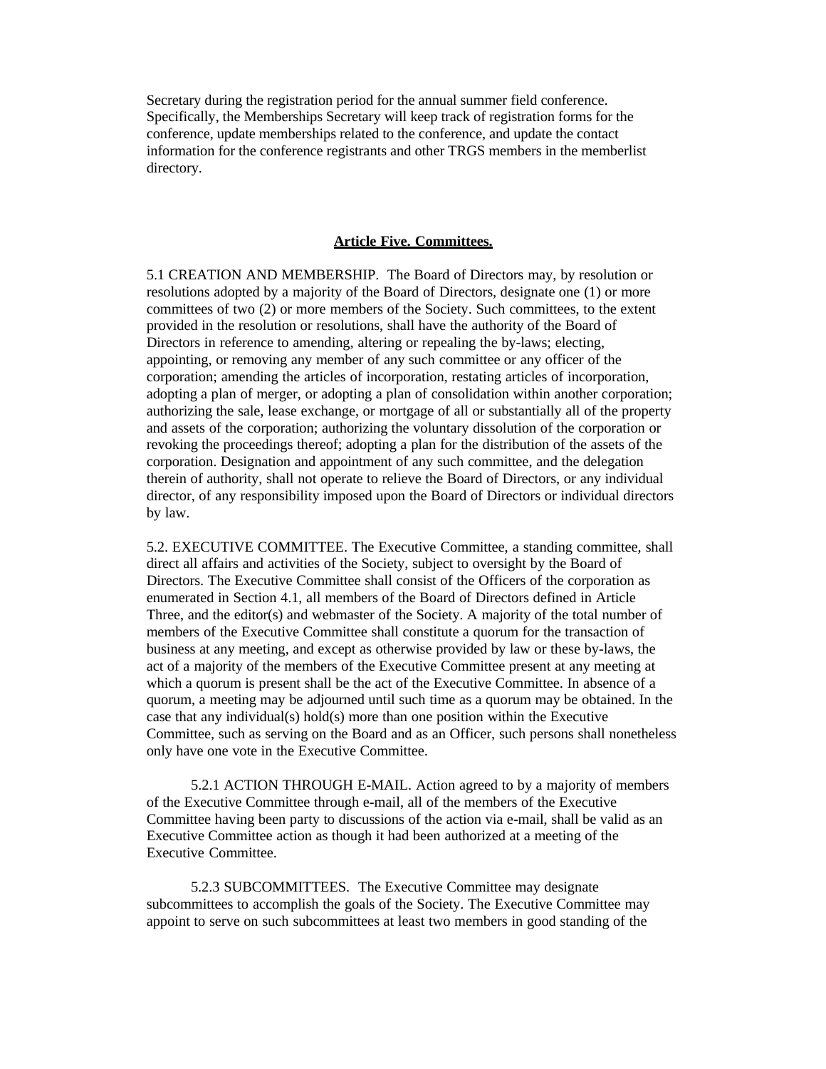Secretary during the registration period for the annual summer field conference. Specifically, the Memberships Secretary will keep track of registration forms for the conference, update memberships related to the conference, and update the contact information for the conference registrants and other TRGS members in the memberlist directory.

## Article Five. Committees.

5.1 CREATION AND MEMBERSHIP. The Board of Directors may, by resolution or resolutions adopted by a majority of the Board of Directors, designate one (1) or more committees of two (2) or more members of the Society. Such committees, to the extent provided in the resolution or resolutions, shall have the authority of the Board of Directors in reference to amending, altering or repealing the by-laws; electing, appointing, or removing any member of any such committee or any officer of the corporation; amending the articles of incorporation, restating articles of incorporation, adopting a plan of merger, or adopting a plan of consolidation within another corporation; authorizing the sale, lease exchange, or mortgage of all or substantially all of the property and assets of the corporation; authorizing the voluntary dissolution of the corporation or revoking the proceedings thereof; adopting a plan for the distribution of the assets of the corporation. Designation and appointment of any such committee, and the delegation therein of authority, shall not operate to relieve the Board of Directors, or any individual director, of any responsibility imposed upon the Board of Directors or individual directors by law.

5.2. EXECUTIVE COMMITTEE. The Executive Committee, a standing committee, shall direct all affairs and activities of the Society, subject to oversight by the Board of Directors. The Executive Committee shall consist of the Officers of the corporation as enumerated in Section 4.1, all members of the Board of Directors defined in Article Three, and the editor(s) and webmaster of the Society. A majority of the total number of members of the Executive Committee shall constitute a quorum for the transaction of business at any meeting, and except as otherwise provided by law or these by-laws, the act of a majority of the members of the Executive Committee present at any meeting at which a quorum is present shall be the act of the Executive Committee. In absence of a quorum, a meeting may be adjourned until such time as a quorum may be obtained. In the case that any individual(s) hold(s) more than one position within the Executive Committee, such as serving on the Board and as an Officer, such persons shall nonetheless only have one vote in the Executive Committee.

5.2.1 ACTION THROUGH E-MAIL. Action agreed to by a majority of members of the Executive Committee through e-mail, all of the members of the Executive Committee having been party to discussions of the action via e-mail, shall be valid as an Executive Committee action as though it had been authorized at a meeting of the Executive Committee.

5.2.3 SUBCOMMITTEES. The Executive Committee may designate subcommittees to accomplish the goals of the Society. The Executive Committee may appoint to serve on such subcommittees at least two members in good standing of the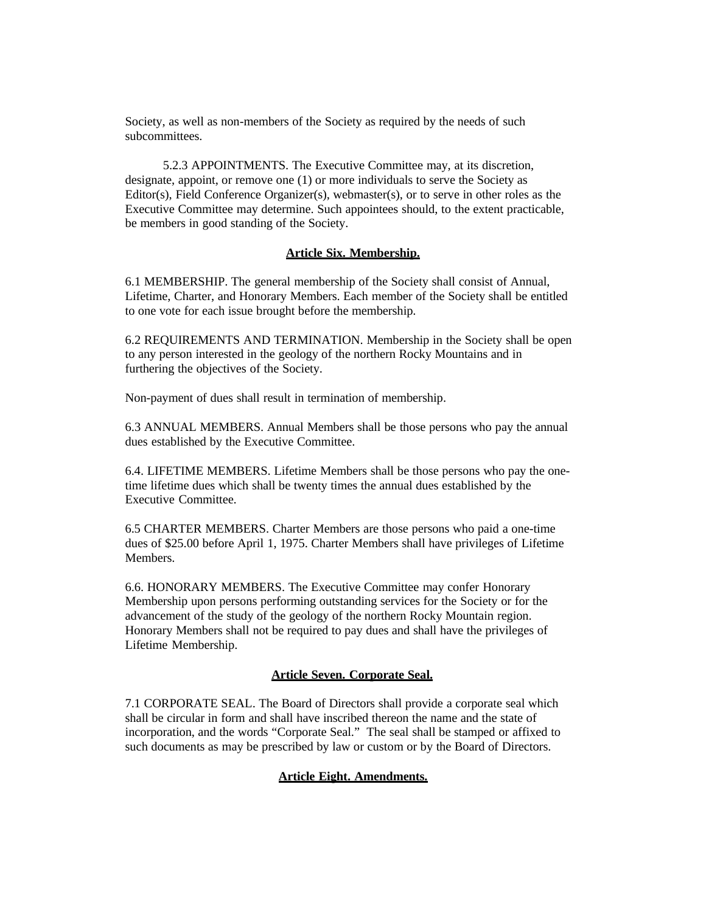Society, as well as non-members of the Society as required by the needs of such subcommittees.

5.2.3 APPOINTMENTS. The Executive Committee may, at its discretion, designate, appoint, or remove one (1) or more individuals to serve the Society as Editor(s), Field Conference Organizer(s), webmaster(s), or to serve in other roles as the Executive Committee may determine. Such appointees should, to the extent practicable, be members in good standing of the Society.

## **Article Six. Membership.**

6.1 MEMBERSHIP. The general membership of the Society shall consist of Annual, Lifetime, Charter, and Honorary Members. Each member of the Society shall be entitled to one vote for each issue brought before the membership.

6.2 REQUIREMENTS AND TERMINATION. Membership in the Society shall be open to any person interested in the geology of the northern Rocky Mountains and in furthering the objectives of the Society.

Non-payment of dues shall result in termination of membership.

6.3 ANNUAL MEMBERS. Annual Members shall be those persons who pay the annual dues established by the Executive Committee.

6.4. LIFETIME MEMBERS. Lifetime Members shall be those persons who pay the one-time lifetime dues which shall be twenty times the annual dues established by the Executive Committee.

6.5 CHARTER MEMBERS. Charter Members are those persons who paid a one-time dues of $25.00 before April 1, 1975. Charter Members shall have privileges of Lifetime Members.

6.6. HONORARY MEMBERS. The Executive Committee may confer Honorary Membership upon persons performing outstanding services for the Society or for the advancement of the study of the geology of the northern Rocky Mountain region. Honorary Members shall not be required to pay dues and shall have the privileges of Lifetime Membership.

## **Article Seven. Corporate Seal.**

7.1 CORPORATE SEAL. The Board of Directors shall provide a corporate seal which shall be circular in form and shall have inscribed thereon the name and the state of incorporation, and the words "Corporate Seal." The seal shall be stamped or affixed to such documents as may be prescribed by law or custom or by the Board of Directors.

## **Article Eight. Amendments.**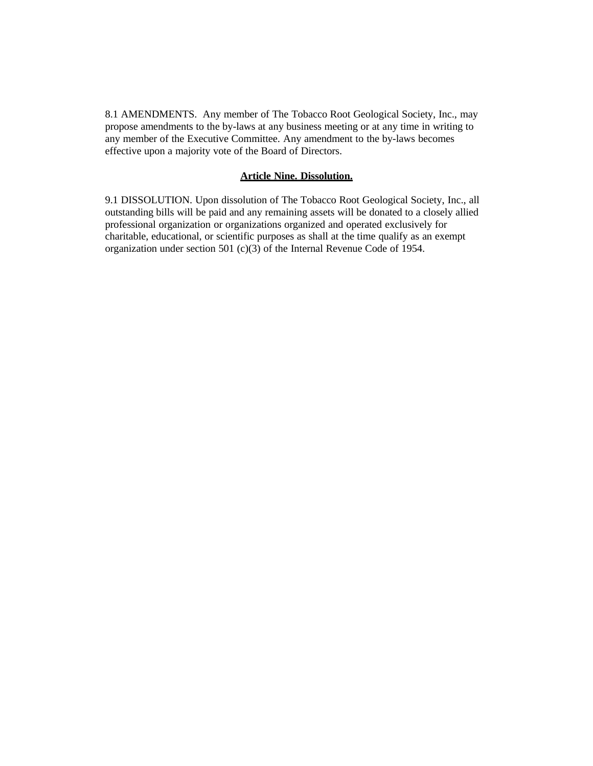8.1 AMENDMENTS. Any member of The Tobacco Root Geological Society, Inc., may propose amendments to the by-laws at any business meeting or at any time in writing to any member of the Executive Committee. Any amendment to the by-laws becomes effective upon a majority vote of the Board of Directors.

## Article Nine. Dissolution.

9.1 DISSOLUTION. Upon dissolution of The Tobacco Root Geological Society, Inc., all outstanding bills will be paid and any remaining assets will be donated to a closely allied professional organization or organizations organized and operated exclusively for charitable, educational, or scientific purposes as shall at the time qualify as an exempt organization under section 501 (c)(3) of the Internal Revenue Code of 1954.